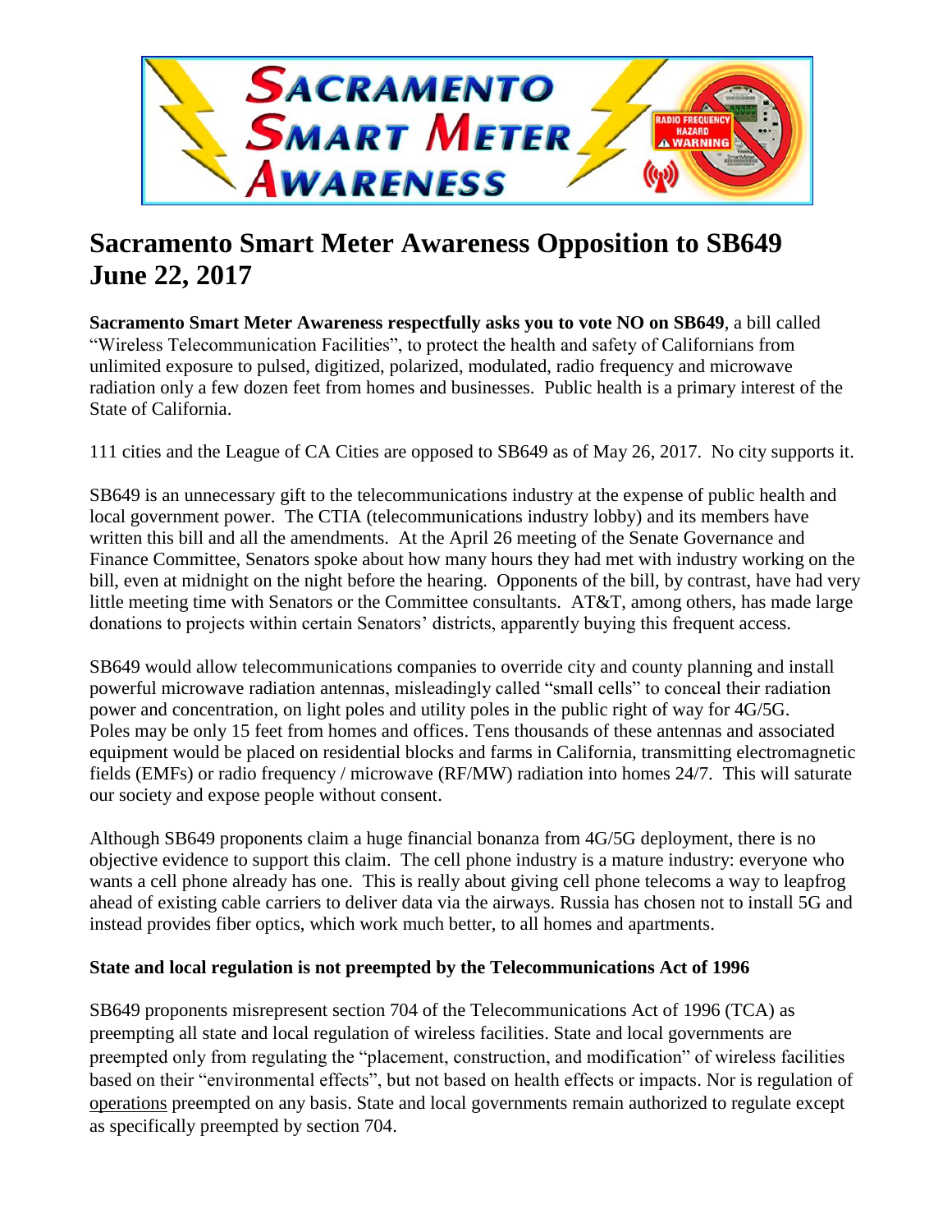# Sacramento Smart Meter Awareness Opposition to SB649 June 22, 2017

**Sacramento Smart Meter Awareness respectfully asks you to vote NO on SB649**, a bill called "Wireless Telecommunication Facilities", to protect the health and safety of Californians from unlimited exposure to pulsed, digitized, polarized, modulated, radio frequency and microwave radiation only a few dozen feet from homes and businesses. Public health is a primary interest of the State of California.

111 cities and the League of CA Cities are opposed to SB649 as of May 26, 2017. No city supports it.

SB649 is an unnecessary gift to the telecommunications industry at the expense of public health and local government power. The CTIA (telecommunications industry lobby) and its members have written this bill and all the amendments. At the April 26 meeting of the Senate Governance and Finance Committee, Senators spoke about how many hours they had met with industry working on the bill, even at midnight on the night before the hearing. Opponents of the bill, by contrast, have had very little meeting time with Senators or the Committee consultants. AT&T, among others, has made large donations to projects within certain Senators' districts, apparently buying this frequent access.

SB649 would allow telecommunications companies to override city and county planning and install powerful microwave radiation antennas, misleadingly called "small cells" to conceal their radiation power and concentration, on light poles and utility poles in the public right of way for 4G/5G. Poles may be only 15 feet from homes and offices. Tens thousands of these antennas and associated equipment would be placed on residential blocks and farms in California, transmitting electromagnetic fields (EMFs) or radio frequency / microwave (RF/MW) radiation into homes 24/7. This will saturate our society and expose people without consent.

Although SB649 proponents claim a huge financial bonanza from 4G/5G deployment, there is no objective evidence to support this claim. The cell phone industry is a mature industry: everyone who wants a cell phone already has one. This is really about giving cell phone telecoms a way to leapfrog ahead of existing cable carriers to deliver data via the airways. Russia has chosen not to install 5G and instead provides fiber optics, which work much better, to all homes and apartments.

**State and local regulation is not preempted by the Telecommunications Act of 1996**

SB649 proponents misrepresent section 704 of the Telecommunications Act of 1996 (TCA) as preempting all state and local regulation of wireless facilities. State and local governments are preempted only from regulating the "placement, construction, and modification" of wireless facilities based on their "environmental effects", but not based on health effects or impacts. Nor is regulation of operations preempted on any basis. State and local governments remain authorized to regulate except as specifically preempted by section 704.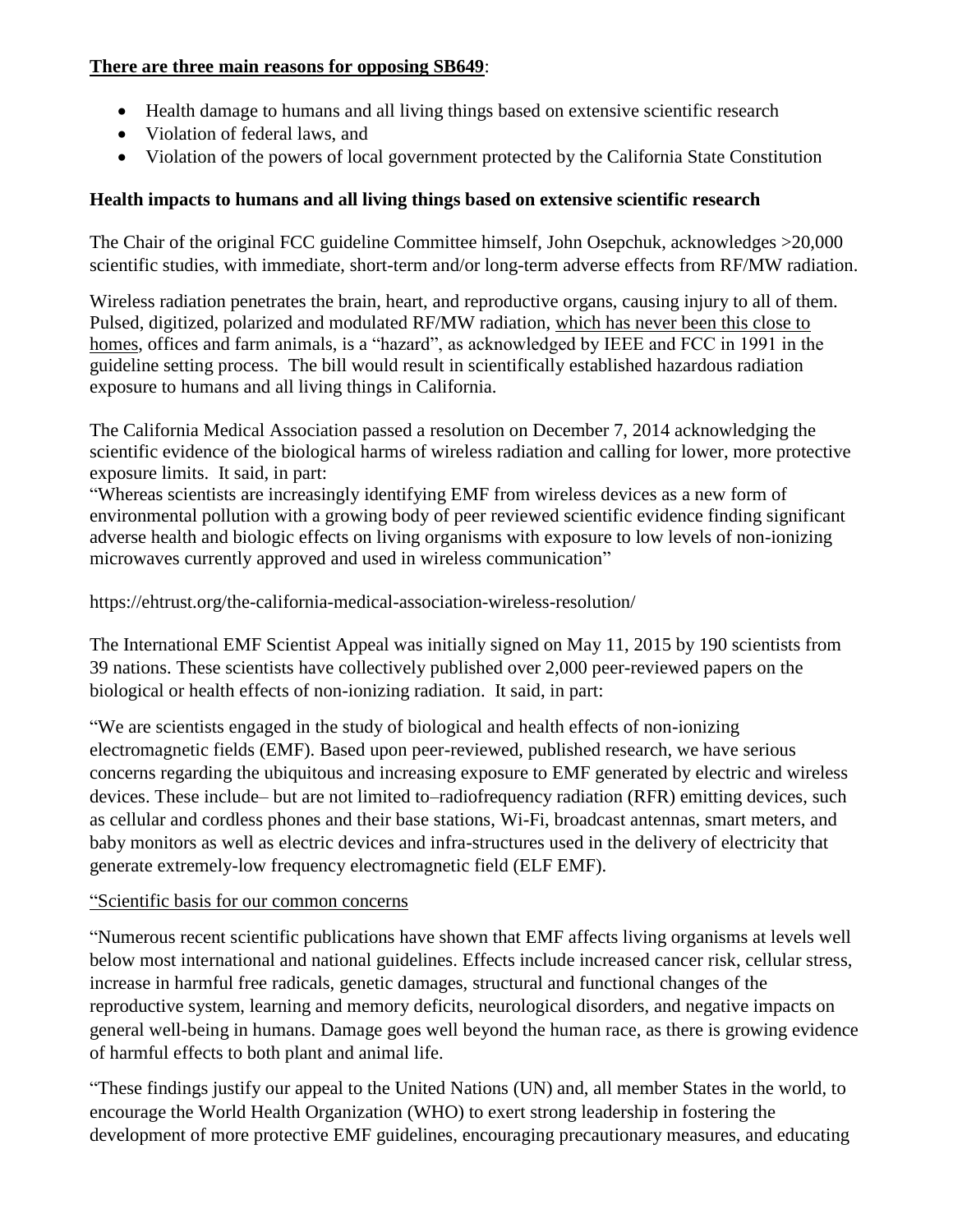**<u>There are three main reasons for opposing SB649</u>**:

- Health damage to humans and all living things based on extensive scientific research
- Violation of federal laws, and
- Violation of the powers of local government protected by the California State Constitution

**Health impacts to humans and all living things based on extensive scientific research**

The Chair of the original FCC guideline Committee himself, John Osepchuk, acknowledges >20,000 scientific studies, with immediate, short-term and/or long-term adverse effects from RF/MW radiation.

Wireless radiation penetrates the brain, heart, and reproductive organs, causing injury to all of them. Pulsed, digitized, polarized and modulated RF/MW radiation, <u>which has never been this close to homes</u>, offices and farm animals, is a "hazard", as acknowledged by IEEE and FCC in 1991 in the guideline setting process. The bill would result in scientifically established hazardous radiation exposure to humans and all living things in California.

The California Medical Association passed a resolution on December 7, 2014 acknowledging the scientific evidence of the biological harms of wireless radiation and calling for lower, more protective exposure limits. It said, in part:
"Whereas scientists are increasingly identifying EMF from wireless devices as a new form of environmental pollution with a growing body of peer reviewed scientific evidence finding significant adverse health and biologic effects on living organisms with exposure to low levels of non-ionizing microwaves currently approved and used in wireless communication"

https://ehtrust.org/the-california-medical-association-wireless-resolution/

The International EMF Scientist Appeal was initially signed on May 11, 2015 by 190 scientists from 39 nations. These scientists have collectively published over 2,000 peer-reviewed papers on the biological or health effects of non-ionizing radiation. It said, in part:

"We are scientists engaged in the study of biological and health effects of non-ionizing electromagnetic fields (EMF). Based upon peer-reviewed, published research, we have serious concerns regarding the ubiquitous and increasing exposure to EMF generated by electric and wireless devices. These include– but are not limited to–radiofrequency radiation (RFR) emitting devices, such as cellular and cordless phones and their base stations, Wi-Fi, broadcast antennas, smart meters, and baby monitors as well as electric devices and infra-structures used in the delivery of electricity that generate extremely-low frequency electromagnetic field (ELF EMF).

<u>"Scientific basis for our common concerns</u>

"Numerous recent scientific publications have shown that EMF affects living organisms at levels well below most international and national guidelines. Effects include increased cancer risk, cellular stress, increase in harmful free radicals, genetic damages, structural and functional changes of the reproductive system, learning and memory deficits, neurological disorders, and negative impacts on general well-being in humans. Damage goes well beyond the human race, as there is growing evidence of harmful effects to both plant and animal life.

"These findings justify our appeal to the United Nations (UN) and, all member States in the world, to encourage the World Health Organization (WHO) to exert strong leadership in fostering the development of more protective EMF guidelines, encouraging precautionary measures, and educating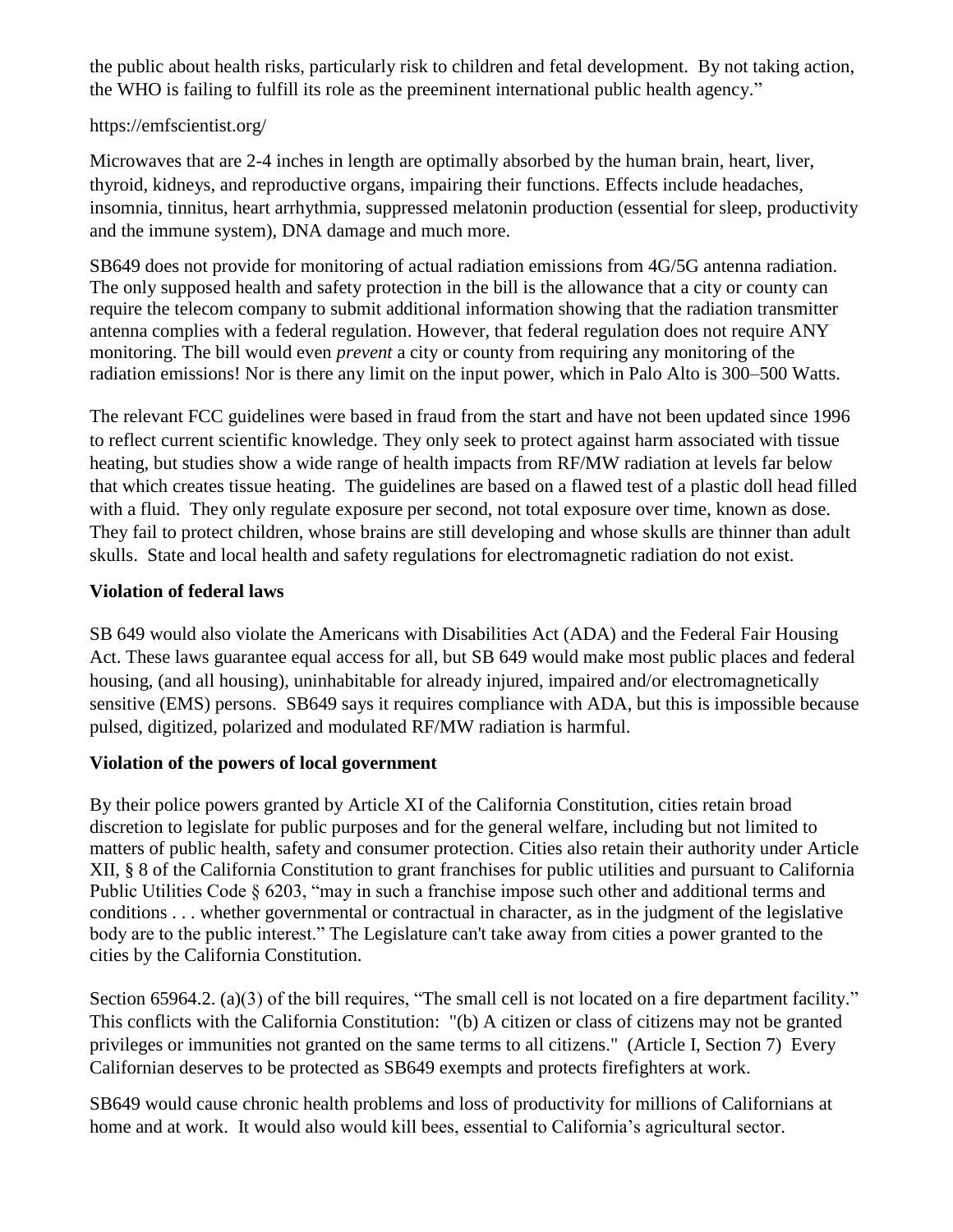the public about health risks, particularly risk to children and fetal development. By not taking action, the WHO is failing to fulfill its role as the preeminent international public health agency."

https://emfscientist.org/

Microwaves that are 2-4 inches in length are optimally absorbed by the human brain, heart, liver, thyroid, kidneys, and reproductive organs, impairing their functions. Effects include headaches, insomnia, tinnitus, heart arrhythmia, suppressed melatonin production (essential for sleep, productivity and the immune system), DNA damage and much more.

SB649 does not provide for monitoring of actual radiation emissions from 4G/5G antenna radiation. The only supposed health and safety protection in the bill is the allowance that a city or county can require the telecom company to submit additional information showing that the radiation transmitter antenna complies with a federal regulation. However, that federal regulation does not require ANY monitoring. The bill would even *prevent* a city or county from requiring any monitoring of the radiation emissions! Nor is there any limit on the input power, which in Palo Alto is 300–500 Watts.

The relevant FCC guidelines were based in fraud from the start and have not been updated since 1996 to reflect current scientific knowledge. They only seek to protect against harm associated with tissue heating, but studies show a wide range of health impacts from RF/MW radiation at levels far below that which creates tissue heating. The guidelines are based on a flawed test of a plastic doll head filled with a fluid. They only regulate exposure per second, not total exposure over time, known as dose. They fail to protect children, whose brains are still developing and whose skulls are thinner than adult skulls. State and local health and safety regulations for electromagnetic radiation do not exist.

**Violation of federal laws**

SB 649 would also violate the Americans with Disabilities Act (ADA) and the Federal Fair Housing Act. These laws guarantee equal access for all, but SB 649 would make most public places and federal housing, (and all housing), uninhabitable for already injured, impaired and/or electromagnetically sensitive (EMS) persons. SB649 says it requires compliance with ADA, but this is impossible because pulsed, digitized, polarized and modulated RF/MW radiation is harmful.

**Violation of the powers of local government**

By their police powers granted by Article XI of the California Constitution, cities retain broad discretion to legislate for public purposes and for the general welfare, including but not limited to matters of public health, safety and consumer protection. Cities also retain their authority under Article XII, § 8 of the California Constitution to grant franchises for public utilities and pursuant to California Public Utilities Code § 6203, "may in such a franchise impose such other and additional terms and conditions . . . whether governmental or contractual in character, as in the judgment of the legislative body are to the public interest." The Legislature can't take away from cities a power granted to the cities by the California Constitution.

Section 65964.2. (a)(3) of the bill requires, "The small cell is not located on a fire department facility." This conflicts with the California Constitution: "(b) A citizen or class of citizens may not be granted privileges or immunities not granted on the same terms to all citizens." (Article I, Section 7) Every Californian deserves to be protected as SB649 exempts and protects firefighters at work.

SB649 would cause chronic health problems and loss of productivity for millions of Californians at home and at work. It would also would kill bees, essential to California's agricultural sector.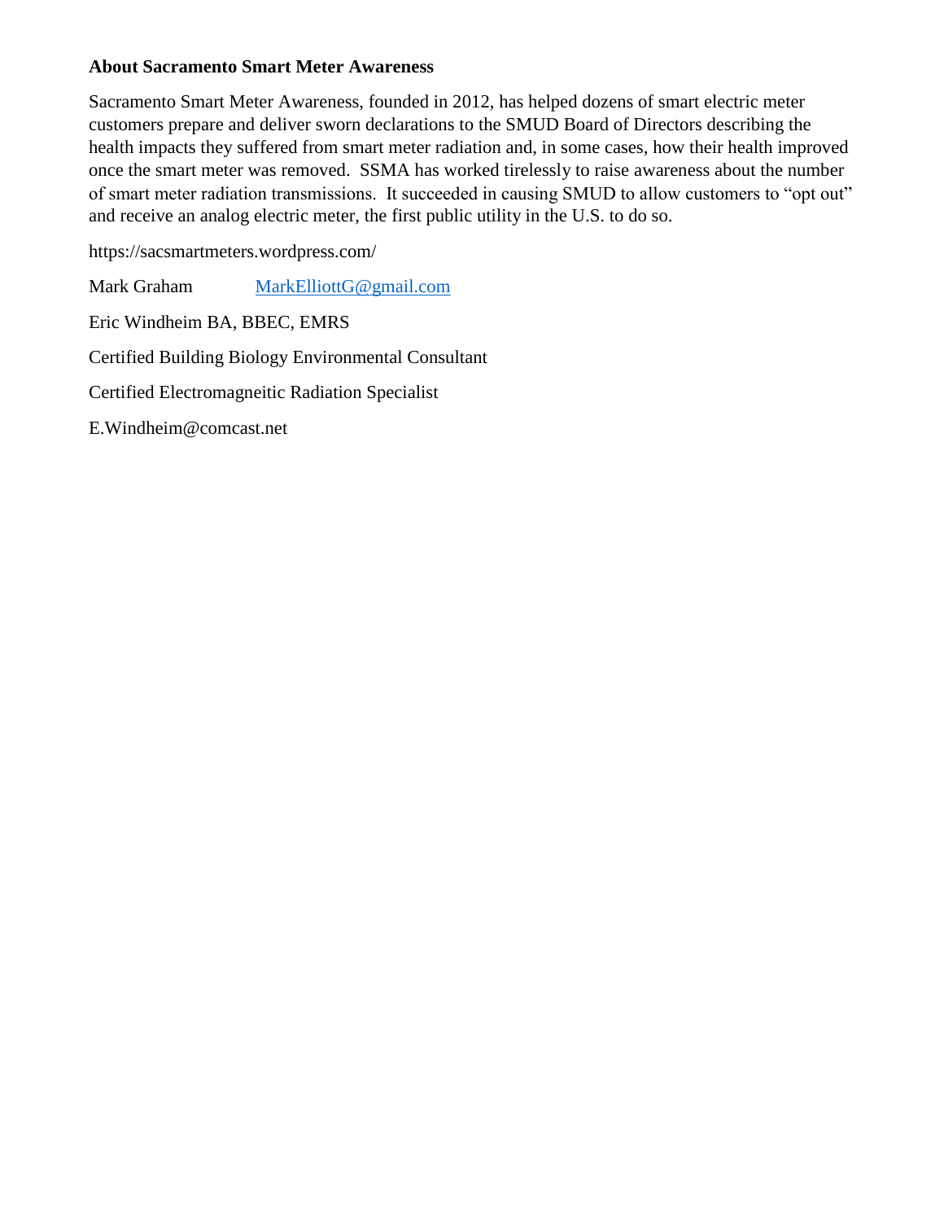**About Sacramento Smart Meter Awareness**

Sacramento Smart Meter Awareness, founded in 2012, has helped dozens of smart electric meter customers prepare and deliver sworn declarations to the SMUD Board of Directors describing the health impacts they suffered from smart meter radiation and, in some cases, how their health improved once the smart meter was removed. SSMA has worked tirelessly to raise awareness about the number of smart meter radiation transmissions. It succeeded in causing SMUD to allow customers to "opt out" and receive an analog electric meter, the first public utility in the U.S. to do so.

https://sacsmartmeters.wordpress.com/

Mark Graham MarkElliottG@gmail.com

Eric Windheim BA, BBEC, EMRS

Certified Building Biology Environmental Consultant

Certified Electromagneitic Radiation Specialist

E.Windheim@comcast.net